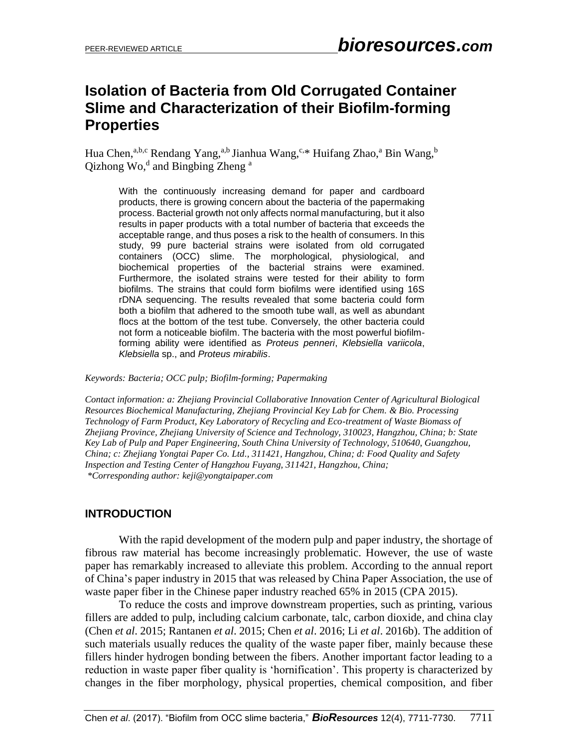# Isolation of Bacteria from Old Corrugated Container Slime and Characterization of their Biofilm-forming Properties

Hua Chen,[a,b,c] Rendang Yang,[a,b] Jianhua Wang,[c,*] Huifang Zhao,[a] Bin Wang,[b] Qizhong Wo,[d] and Bingbing Zheng [a]

With the continuously increasing demand for paper and cardboard products, there is growing concern about the bacteria of the papermaking process. Bacterial growth not only affects normal manufacturing, but it also results in paper products with a total number of bacteria that exceeds the acceptable range, and thus poses a risk to the health of consumers. In this study, 99 pure bacterial strains were isolated from old corrugated containers (OCC) slime. The morphological, physiological, and biochemical properties of the bacterial strains were examined. Furthermore, the isolated strains were tested for their ability to form biofilms. The strains that could form biofilms were identified using 16S rDNA sequencing. The results revealed that some bacteria could form both a biofilm that adhered to the smooth tube wall, as well as abundant flocs at the bottom of the test tube. Conversely, the other bacteria could not form a noticeable biofilm. The bacteria with the most powerful biofilm-forming ability were identified as *Proteus penneri*, *Klebsiella variicola*, *Klebsiella* sp., and *Proteus mirabilis*.

*Keywords: Bacteria; OCC pulp; Biofilm-forming; Papermaking*

*Contact information: a: Zhejiang Provincial Collaborative Innovation Center of Agricultural Biological Resources Biochemical Manufacturing, Zhejiang Provincial Key Lab for Chem. & Bio. Processing Technology of Farm Product, Key Laboratory of Recycling and Eco-treatment of Waste Biomass of Zhejiang Province, Zhejiang University of Science and Technology, 310023, Hangzhou, China; b: State Key Lab of Pulp and Paper Engineering, South China University of Technology, 510640, Guangzhou, China; c: Zhejiang Yongtai Paper Co. Ltd., 311421, Hangzhou, China; d: Food Quality and Safety Inspection and Testing Center of Hangzhou Fuyang, 311421, Hangzhou, China;*
*\*Corresponding author: keji@yongtaipaper.com*

## INTRODUCTION

With the rapid development of the modern pulp and paper industry, the shortage of fibrous raw material has become increasingly problematic. However, the use of waste paper has remarkably increased to alleviate this problem. According to the annual report of China's paper industry in 2015 that was released by China Paper Association, the use of waste paper fiber in the Chinese paper industry reached 65% in 2015 (CPA 2015).

To reduce the costs and improve downstream properties, such as printing, various fillers are added to pulp, including calcium carbonate, talc, carbon dioxide, and china clay (Chen *et al*. 2015; Rantanen *et al*. 2015; Chen *et al*. 2016; Li *et al*. 2016b). The addition of such materials usually reduces the quality of the waste paper fiber, mainly because these fillers hinder hydrogen bonding between the fibers. Another important factor leading to a reduction in waste paper fiber quality is 'hornification'. This property is characterized by changes in the fiber morphology, physical properties, chemical composition, and fiber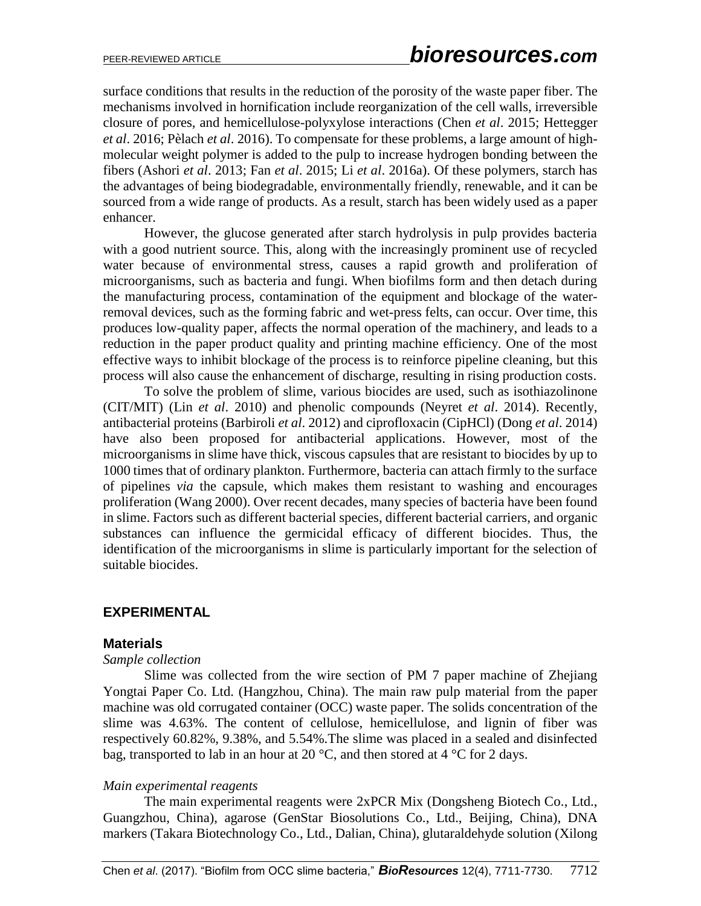surface conditions that results in the reduction of the porosity of the waste paper fiber. The mechanisms involved in hornification include reorganization of the cell walls, irreversible closure of pores, and hemicellulose-polyxylose interactions (Chen *et al*. 2015; Hettegger *et al*. 2016; Pèlach *et al*. 2016). To compensate for these problems, a large amount of high-molecular weight polymer is added to the pulp to increase hydrogen bonding between the fibers (Ashori *et al*. 2013; Fan *et al*. 2015; Li *et al*. 2016a). Of these polymers, starch has the advantages of being biodegradable, environmentally friendly, renewable, and it can be sourced from a wide range of products. As a result, starch has been widely used as a paper enhancer.

However, the glucose generated after starch hydrolysis in pulp provides bacteria with a good nutrient source. This, along with the increasingly prominent use of recycled water because of environmental stress, causes a rapid growth and proliferation of microorganisms, such as bacteria and fungi. When biofilms form and then detach during the manufacturing process, contamination of the equipment and blockage of the water-removal devices, such as the forming fabric and wet-press felts, can occur. Over time, this produces low-quality paper, affects the normal operation of the machinery, and leads to a reduction in the paper product quality and printing machine efficiency. One of the most effective ways to inhibit blockage of the process is to reinforce pipeline cleaning, but this process will also cause the enhancement of discharge, resulting in rising production costs.

To solve the problem of slime, various biocides are used, such as isothiazolinone (CIT/MIT) (Lin *et al*. 2010) and phenolic compounds (Neyret *et al*. 2014). Recently, antibacterial proteins (Barbiroli *et al*. 2012) and ciprofloxacin (CipHCl) (Dong *et al*. 2014) have also been proposed for antibacterial applications. However, most of the microorganisms in slime have thick, viscous capsules that are resistant to biocides by up to 1000 times that of ordinary plankton. Furthermore, bacteria can attach firmly to the surface of pipelines *via* the capsule, which makes them resistant to washing and encourages proliferation (Wang 2000). Over recent decades, many species of bacteria have been found in slime. Factors such as different bacterial species, different bacterial carriers, and organic substances can influence the germicidal efficacy of different biocides. Thus, the identification of the microorganisms in slime is particularly important for the selection of suitable biocides.

## EXPERIMENTAL

### Materials

*Sample collection*

Slime was collected from the wire section of PM 7 paper machine of Zhejiang Yongtai Paper Co. Ltd. (Hangzhou, China). The main raw pulp material from the paper machine was old corrugated container (OCC) waste paper. The solids concentration of the slime was 4.63%. The content of cellulose, hemicellulose, and lignin of fiber was respectively 60.82%, 9.38%, and 5.54%.The slime was placed in a sealed and disinfected bag, transported to lab in an hour at 20 °C, and then stored at 4 °C for 2 days.

*Main experimental reagents*

The main experimental reagents were 2xPCR Mix (Dongsheng Biotech Co., Ltd., Guangzhou, China), agarose (GenStar Biosolutions Co., Ltd., Beijing, China), DNA markers (Takara Biotechnology Co., Ltd., Dalian, China), glutaraldehyde solution (Xilong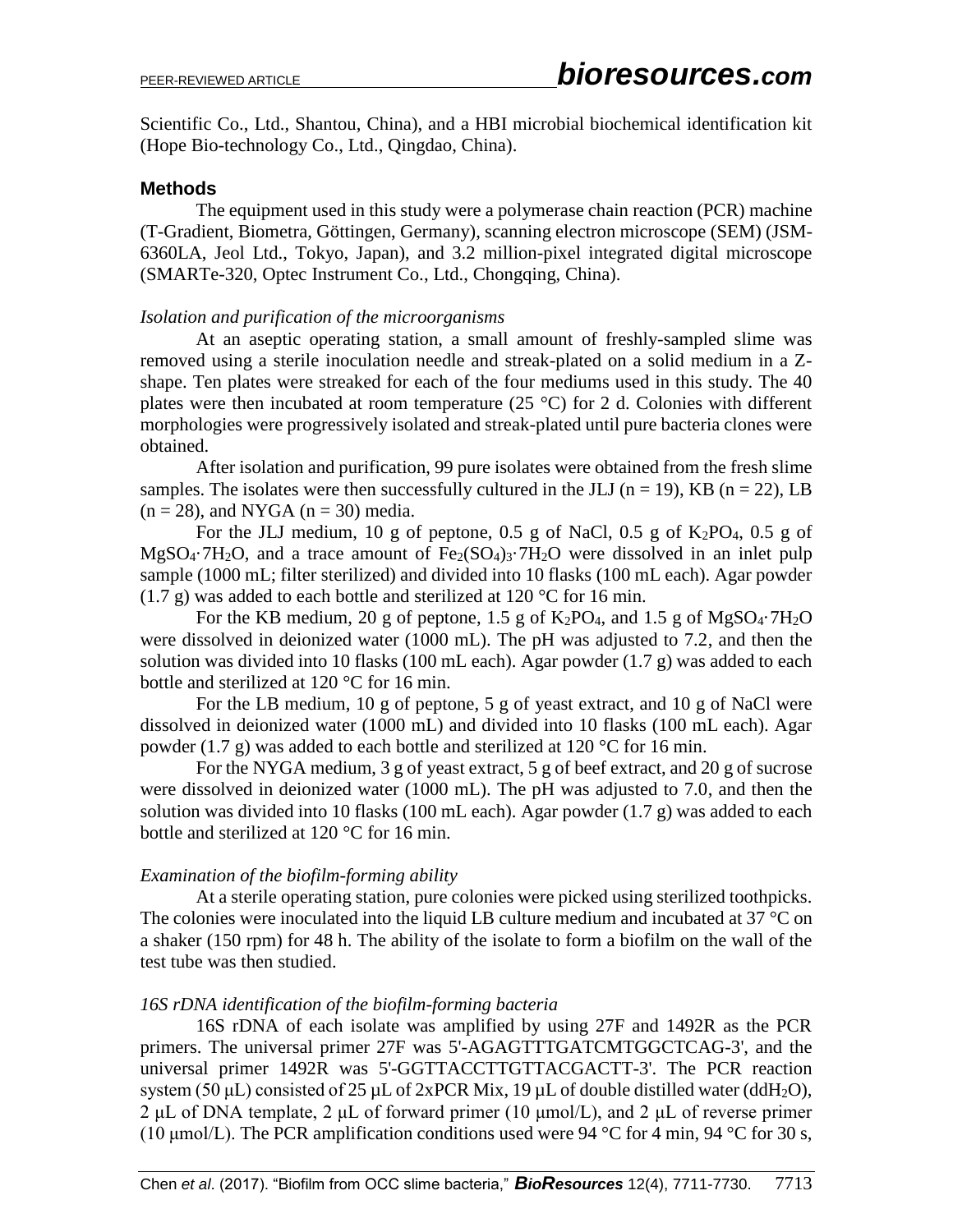Scientific Co., Ltd., Shantou, China), and a HBI microbial biochemical identification kit (Hope Bio-technology Co., Ltd., Qingdao, China).

### Methods

The equipment used in this study were a polymerase chain reaction (PCR) machine (T-Gradient, Biometra, Göttingen, Germany), scanning electron microscope (SEM) (JSM-6360LA, Jeol Ltd., Tokyo, Japan), and 3.2 million-pixel integrated digital microscope (SMARTe-320, Optec Instrument Co., Ltd., Chongqing, China).

*Isolation and purification of the microorganisms*

At an aseptic operating station, a small amount of freshly-sampled slime was removed using a sterile inoculation needle and streak-plated on a solid medium in a Z-shape. Ten plates were streaked for each of the four mediums used in this study. The 40 plates were then incubated at room temperature (25 °C) for 2 d. Colonies with different morphologies were progressively isolated and streak-plated until pure bacteria clones were obtained.

After isolation and purification, 99 pure isolates were obtained from the fresh slime samples. The isolates were then successfully cultured in the JLJ ($n = 19$), KB ($n = 22$), LB ($n = 28$), and NYGA ($n = 30$) media.

For the JLJ medium, 10 g of peptone, 0.5 g of NaCl, 0.5 g of $K_2PO_4$, 0.5 g of $MgSO_4 \cdot 7H_2O$, and a trace amount of $Fe_2(SO_4)_3 \cdot 7H_2O$ were dissolved in an inlet pulp sample (1000 mL; filter sterilized) and divided into 10 flasks (100 mL each). Agar powder (1.7 g) was added to each bottle and sterilized at 120 °C for 16 min.

For the KB medium, 20 g of peptone, 1.5 g of $K_2PO_4$, and 1.5 g of $MgSO_4 \cdot 7H_2O$ were dissolved in deionized water (1000 mL). The pH was adjusted to 7.2, and then the solution was divided into 10 flasks (100 mL each). Agar powder (1.7 g) was added to each bottle and sterilized at 120 °C for 16 min.

For the LB medium, 10 g of peptone, 5 g of yeast extract, and 10 g of NaCl were dissolved in deionized water (1000 mL) and divided into 10 flasks (100 mL each). Agar powder (1.7 g) was added to each bottle and sterilized at 120 °C for 16 min.

For the NYGA medium, 3 g of yeast extract, 5 g of beef extract, and 20 g of sucrose were dissolved in deionized water (1000 mL). The pH was adjusted to 7.0, and then the solution was divided into 10 flasks (100 mL each). Agar powder (1.7 g) was added to each bottle and sterilized at 120 °C for 16 min.

*Examination of the biofilm-forming ability*

At a sterile operating station, pure colonies were picked using sterilized toothpicks. The colonies were inoculated into the liquid LB culture medium and incubated at 37 °C on a shaker (150 rpm) for 48 h. The ability of the isolate to form a biofilm on the wall of the test tube was then studied.

*16S rDNA identification of the biofilm-forming bacteria*

16S rDNA of each isolate was amplified by using 27F and 1492R as the PCR primers. The universal primer 27F was 5'-AGAGTTTGATCMTGGCTCAG-3', and the universal primer 1492R was 5'-GGTTACCTTGTTACGACTT-3'. The PCR reaction system (50 μL) consisted of 25 μL of 2xPCR Mix, 19 μL of double distilled water ($ddH_2O$), 2 μL of DNA template, 2 μL of forward primer (10 μmol/L), and 2 μL of reverse primer (10 μmol/L). The PCR amplification conditions used were 94 °C for 4 min, 94 °C for 30 s,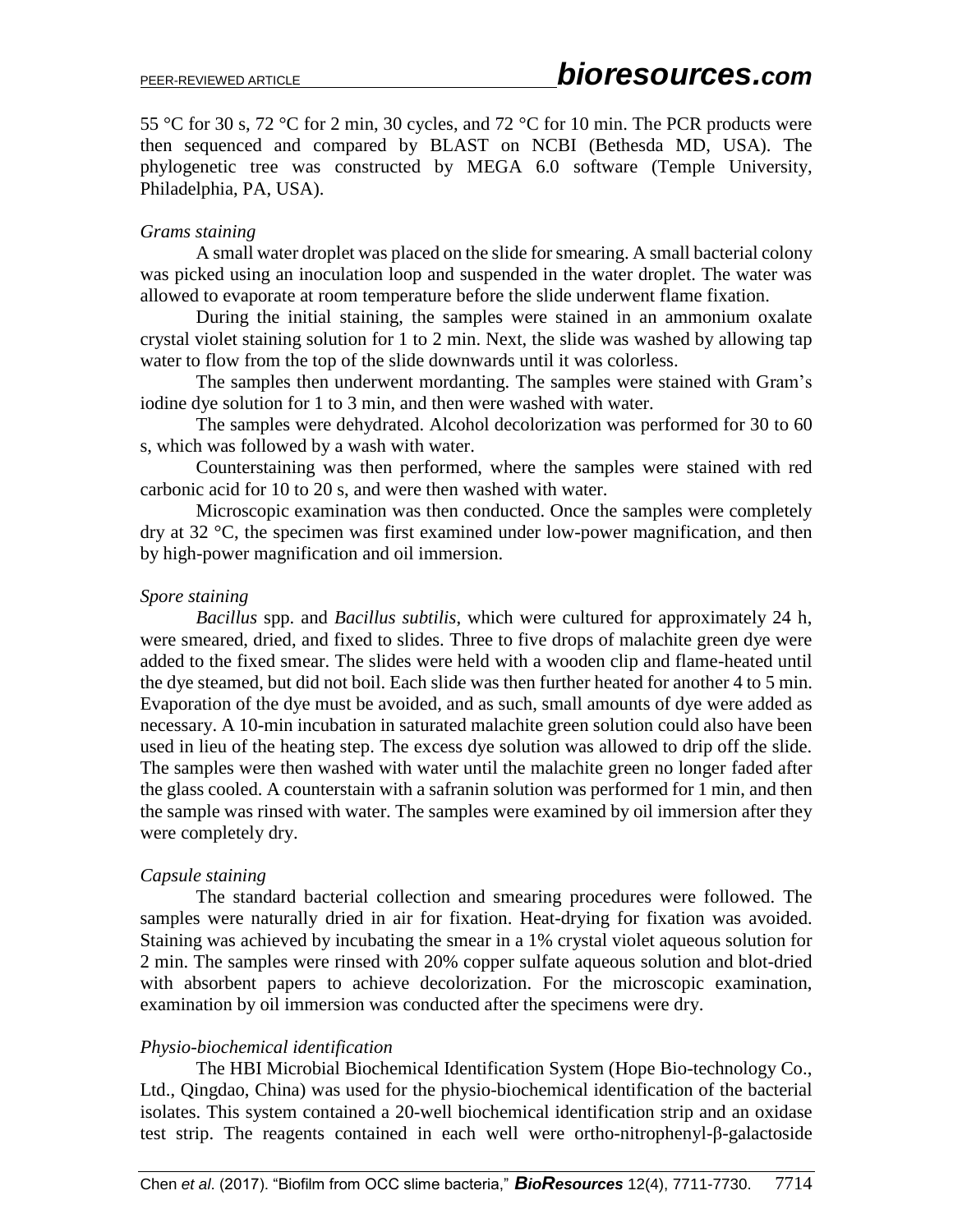55 °C for 30 s, 72 °C for 2 min, 30 cycles, and 72 °C for 10 min. The PCR products were then sequenced and compared by BLAST on NCBI (Bethesda MD, USA). The phylogenetic tree was constructed by MEGA 6.0 software (Temple University, Philadelphia, PA, USA).

*Grams staining*

A small water droplet was placed on the slide for smearing. A small bacterial colony was picked using an inoculation loop and suspended in the water droplet. The water was allowed to evaporate at room temperature before the slide underwent flame fixation.

During the initial staining, the samples were stained in an ammonium oxalate crystal violet staining solution for 1 to 2 min. Next, the slide was washed by allowing tap water to flow from the top of the slide downwards until it was colorless.

The samples then underwent mordanting. The samples were stained with Gram's iodine dye solution for 1 to 3 min, and then were washed with water.

The samples were dehydrated. Alcohol decolorization was performed for 30 to 60 s, which was followed by a wash with water.

Counterstaining was then performed, where the samples were stained with red carbonic acid for 10 to 20 s, and were then washed with water.

Microscopic examination was then conducted. Once the samples were completely dry at 32 °C, the specimen was first examined under low-power magnification, and then by high-power magnification and oil immersion.

*Spore staining*

*Bacillus* spp. and *Bacillus subtilis*, which were cultured for approximately 24 h, were smeared, dried, and fixed to slides. Three to five drops of malachite green dye were added to the fixed smear. The slides were held with a wooden clip and flame-heated until the dye steamed, but did not boil. Each slide was then further heated for another 4 to 5 min. Evaporation of the dye must be avoided, and as such, small amounts of dye were added as necessary. A 10-min incubation in saturated malachite green solution could also have been used in lieu of the heating step. The excess dye solution was allowed to drip off the slide. The samples were then washed with water until the malachite green no longer faded after the glass cooled. A counterstain with a safranin solution was performed for 1 min, and then the sample was rinsed with water. The samples were examined by oil immersion after they were completely dry.

*Capsule staining*

The standard bacterial collection and smearing procedures were followed. The samples were naturally dried in air for fixation. Heat-drying for fixation was avoided. Staining was achieved by incubating the smear in a 1% crystal violet aqueous solution for 2 min. The samples were rinsed with 20% copper sulfate aqueous solution and blot-dried with absorbent papers to achieve decolorization. For the microscopic examination, examination by oil immersion was conducted after the specimens were dry.

*Physio-biochemical identification*

The HBI Microbial Biochemical Identification System (Hope Bio-technology Co., Ltd., Qingdao, China) was used for the physio-biochemical identification of the bacterial isolates. This system contained a 20-well biochemical identification strip and an oxidase test strip. The reagents contained in each well were ortho-nitrophenyl-β-galactoside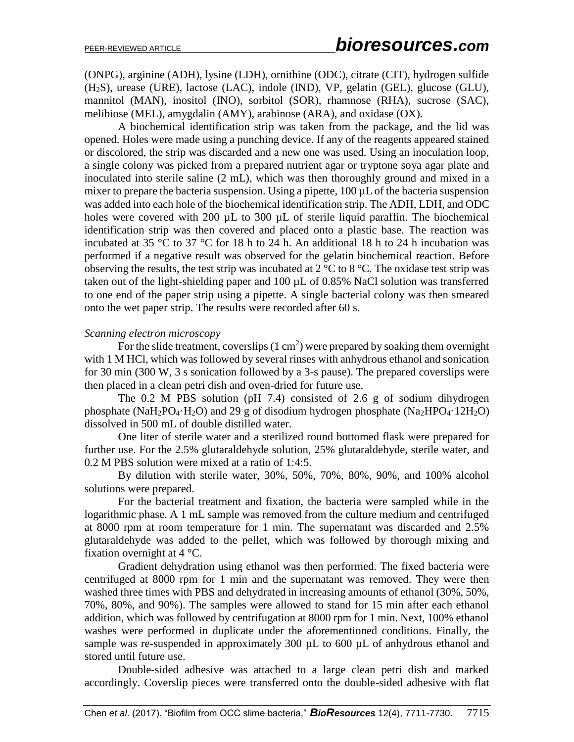(ONPG), arginine (ADH), lysine (LDH), ornithine (ODC), citrate (CIT), hydrogen sulfide ($H_2S$), urease (URE), lactose (LAC), indole (IND), VP, gelatin (GEL), glucose (GLU), mannitol (MAN), inositol (INO), sorbitol (SOR), rhamnose (RHA), sucrose (SAC), melibiose (MEL), amygdalin (AMY), arabinose (ARA), and oxidase (OX).

A biochemical identification strip was taken from the package, and the lid was opened. Holes were made using a punching device. If any of the reagents appeared stained or discolored, the strip was discarded and a new one was used. Using an inoculation loop, a single colony was picked from a prepared nutrient agar or tryptone soya agar plate and inoculated into sterile saline (2 mL), which was then thoroughly ground and mixed in a mixer to prepare the bacteria suspension. Using a pipette, 100 µL of the bacteria suspension was added into each hole of the biochemical identification strip. The ADH, LDH, and ODC holes were covered with 200 µL to 300 µL of sterile liquid paraffin. The biochemical identification strip was then covered and placed onto a plastic base. The reaction was incubated at 35 °C to 37 °C for 18 h to 24 h. An additional 18 h to 24 h incubation was performed if a negative result was observed for the gelatin biochemical reaction. Before observing the results, the test strip was incubated at 2 °C to 8 °C. The oxidase test strip was taken out of the light-shielding paper and 100 µL of 0.85% NaCl solution was transferred to one end of the paper strip using a pipette. A single bacterial colony was then smeared onto the wet paper strip. The results were recorded after 60 s.

*Scanning electron microscopy*

For the slide treatment, coverslips (1 $cm^2$) were prepared by soaking them overnight with 1 M HCl, which was followed by several rinses with anhydrous ethanol and sonication for 30 min (300 W, 3 s sonication followed by a 3-s pause). The prepared coverslips were then placed in a clean petri dish and oven-dried for future use.

The 0.2 M PBS solution (pH 7.4) consisted of 2.6 g of sodium dihydrogen phosphate ($NaH_2PO_4 \cdot H_2O$) and 29 g of disodium hydrogen phosphate ($Na_2HPO_4 \cdot 12H_2O$) dissolved in 500 mL of double distilled water.

One liter of sterile water and a sterilized round bottomed flask were prepared for further use. For the 2.5% glutaraldehyde solution, 25% glutaraldehyde, sterile water, and 0.2 M PBS solution were mixed at a ratio of 1:4:5.

By dilution with sterile water, 30%, 50%, 70%, 80%, 90%, and 100% alcohol solutions were prepared.

For the bacterial treatment and fixation, the bacteria were sampled while in the logarithmic phase. A 1 mL sample was removed from the culture medium and centrifuged at 8000 rpm at room temperature for 1 min. The supernatant was discarded and 2.5% glutaraldehyde was added to the pellet, which was followed by thorough mixing and fixation overnight at 4 °C.

Gradient dehydration using ethanol was then performed. The fixed bacteria were centrifuged at 8000 rpm for 1 min and the supernatant was removed. They were then washed three times with PBS and dehydrated in increasing amounts of ethanol (30%, 50%, 70%, 80%, and 90%). The samples were allowed to stand for 15 min after each ethanol addition, which was followed by centrifugation at 8000 rpm for 1 min. Next, 100% ethanol washes were performed in duplicate under the aforementioned conditions. Finally, the sample was re-suspended in approximately 300 µL to 600 µL of anhydrous ethanol and stored until future use.

Double-sided adhesive was attached to a large clean petri dish and marked accordingly. Coverslip pieces were transferred onto the double-sided adhesive with flat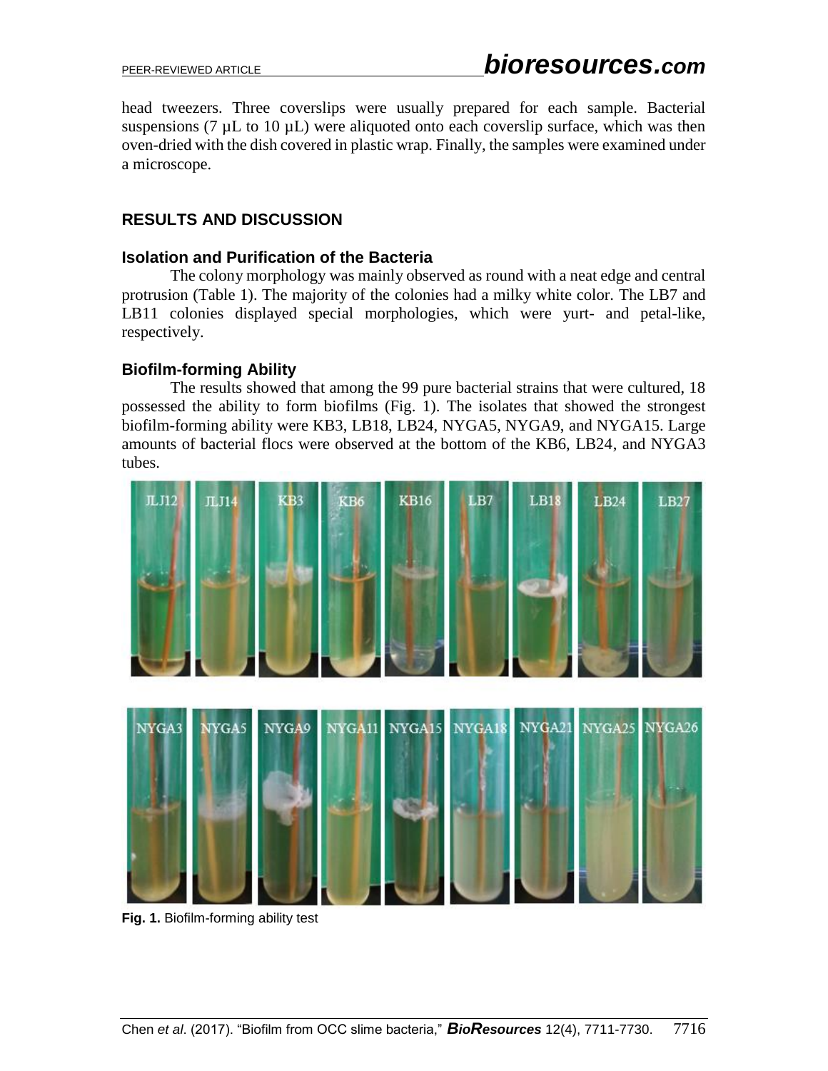head tweezers. Three coverslips were usually prepared for each sample. Bacterial suspensions (7 µL to 10 µL) were aliquoted onto each coverslip surface, which was then oven-dried with the dish covered in plastic wrap. Finally, the samples were examined under a microscope.

## RESULTS AND DISCUSSION

### Isolation and Purification of the Bacteria

The colony morphology was mainly observed as round with a neat edge and central protrusion (Table 1). The majority of the colonies had a milky white color. The LB7 and LB11 colonies displayed special morphologies, which were yurt- and petal-like, respectively.

### Biofilm-forming Ability

The results showed that among the 99 pure bacterial strains that were cultured, 18 possessed the ability to form biofilms (Fig. 1). The isolates that showed the strongest biofilm-forming ability were KB3, LB18, LB24, NYGA5, NYGA9, and NYGA15. Large amounts of bacterial flocs were observed at the bottom of the KB6, LB24, and NYGA3 tubes.

**Fig. 1.** Biofilm-forming ability test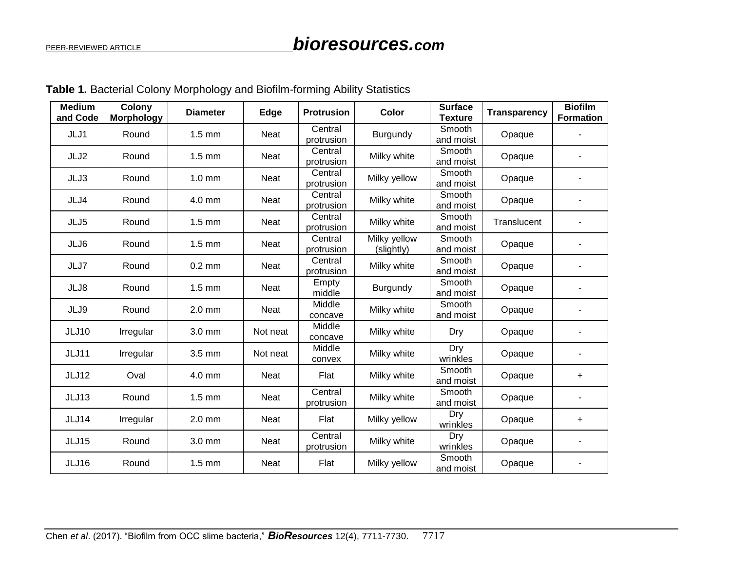**Table 1.** Bacterial Colony Morphology and Biofilm-forming Ability Statistics

| Medium and Code | Colony Morphology | Diameter | Edge | Protrusion | Color | Surface Texture | Transparency | Biofilm Formation |
|---|---|---|---|---|---|---|---|---|
| JLJ1 | Round | 1.5 mm | Neat | Central protrusion | Burgundy | Smooth and moist | Opaque | - |
| JLJ2 | Round | 1.5 mm | Neat | Central protrusion | Milky white | Smooth and moist | Opaque | - |
| JLJ3 | Round | 1.0 mm | Neat | Central protrusion | Milky yellow | Smooth and moist | Opaque | - |
| JLJ4 | Round | 4.0 mm | Neat | Central protrusion | Milky white | Smooth and moist | Opaque | - |
| JLJ5 | Round | 1.5 mm | Neat | Central protrusion | Milky white | Smooth and moist | Translucent | - |
| JLJ6 | Round | 1.5 mm | Neat | Central protrusion | Milky yellow (slightly) | Smooth and moist | Opaque | - |
| JLJ7 | Round | 0.2 mm | Neat | Central protrusion | Milky white | Smooth and moist | Opaque | - |
| JLJ8 | Round | 1.5 mm | Neat | Empty middle | Burgundy | Smooth and moist | Opaque | - |
| JLJ9 | Round | 2.0 mm | Neat | Middle concave | Milky white | Smooth and moist | Opaque | - |
| JLJ10 | Irregular | 3.0 mm | Not neat | Middle concave | Milky white | Dry | Opaque | - |
| JLJ11 | Irregular | 3.5 mm | Not neat | Middle convex | Milky white | Dry wrinkles | Opaque | - |
| JLJ12 | Oval | 4.0 mm | Neat | Flat | Milky white | Smooth and moist | Opaque | + |
| JLJ13 | Round | 1.5 mm | Neat | Central protrusion | Milky white | Smooth and moist | Opaque | - |
| JLJ14 | Irregular | 2.0 mm | Neat | Flat | Milky yellow | Dry wrinkles | Opaque | + |
| JLJ15 | Round | 3.0 mm | Neat | Central protrusion | Milky white | Dry wrinkles | Opaque | - |
| JLJ16 | Round | 1.5 mm | Neat | Flat | Milky yellow | Smooth and moist | Opaque | - |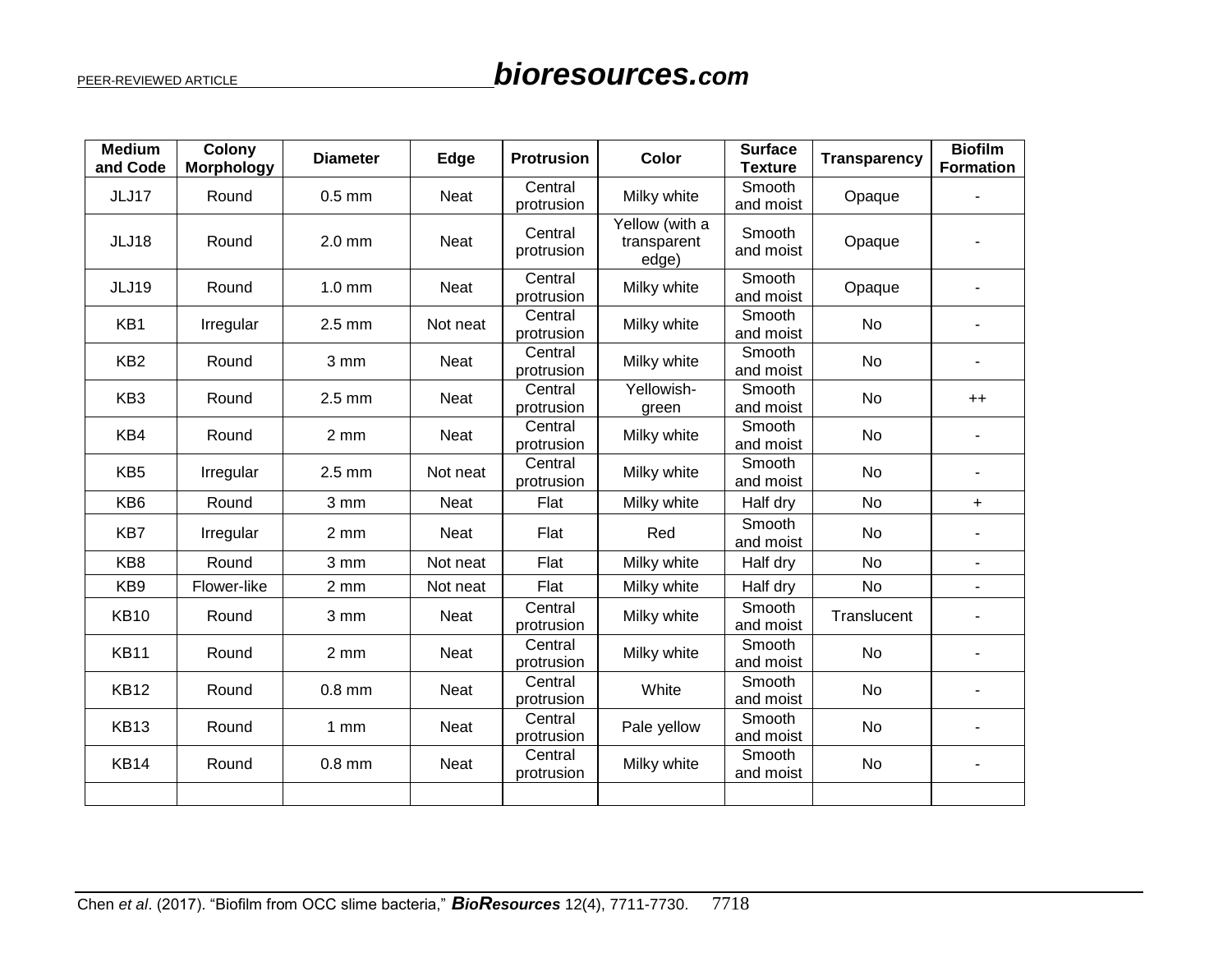| Medium and Code | Colony Morphology | Diameter | Edge | Protrusion | Color | Surface Texture | Transparency | Biofilm Formation |
|---|---|---|---|---|---|---|---|---|
| JLJ17 | Round | 0.5 mm | Neat | Central protrusion | Milky white | Smooth and moist | Opaque | - |
| JLJ18 | Round | 2.0 mm | Neat | Central protrusion | Yellow (with a transparent edge) | Smooth and moist | Opaque | - |
| JLJ19 | Round | 1.0 mm | Neat | Central protrusion | Milky white | Smooth and moist | Opaque | - |
| KB1 | Irregular | 2.5 mm | Not neat | Central protrusion | Milky white | Smooth and moist | No | - |
| KB2 | Round | 3 mm | Neat | Central protrusion | Milky white | Smooth and moist | No | - |
| KB3 | Round | 2.5 mm | Neat | Central protrusion | Yellowish-green | Smooth and moist | No | ++ |
| KB4 | Round | 2 mm | Neat | Central protrusion | Milky white | Smooth and moist | No | - |
| KB5 | Irregular | 2.5 mm | Not neat | Central protrusion | Milky white | Smooth and moist | No | - |
| KB6 | Round | 3 mm | Neat | Flat | Milky white | Half dry | No | + |
| KB7 | Irregular | 2 mm | Neat | Flat | Red | Smooth and moist | No | - |
| KB8 | Round | 3 mm | Not neat | Flat | Milky white | Half dry | No | - |
| KB9 | Flower-like | 2 mm | Not neat | Flat | Milky white | Half dry | No | - |
| KB10 | Round | 3 mm | Neat | Central protrusion | Milky white | Smooth and moist | Translucent | - |
| KB11 | Round | 2 mm | Neat | Central protrusion | Milky white | Smooth and moist | No | - |
| KB12 | Round | 0.8 mm | Neat | Central protrusion | White | Smooth and moist | No | - |
| KB13 | Round | 1 mm | Neat | Central protrusion | Pale yellow | Smooth and moist | No | - |
| KB14 | Round | 0.8 mm | Neat | Central protrusion | Milky white | Smooth and moist | No | - |
| | | | | | | | | |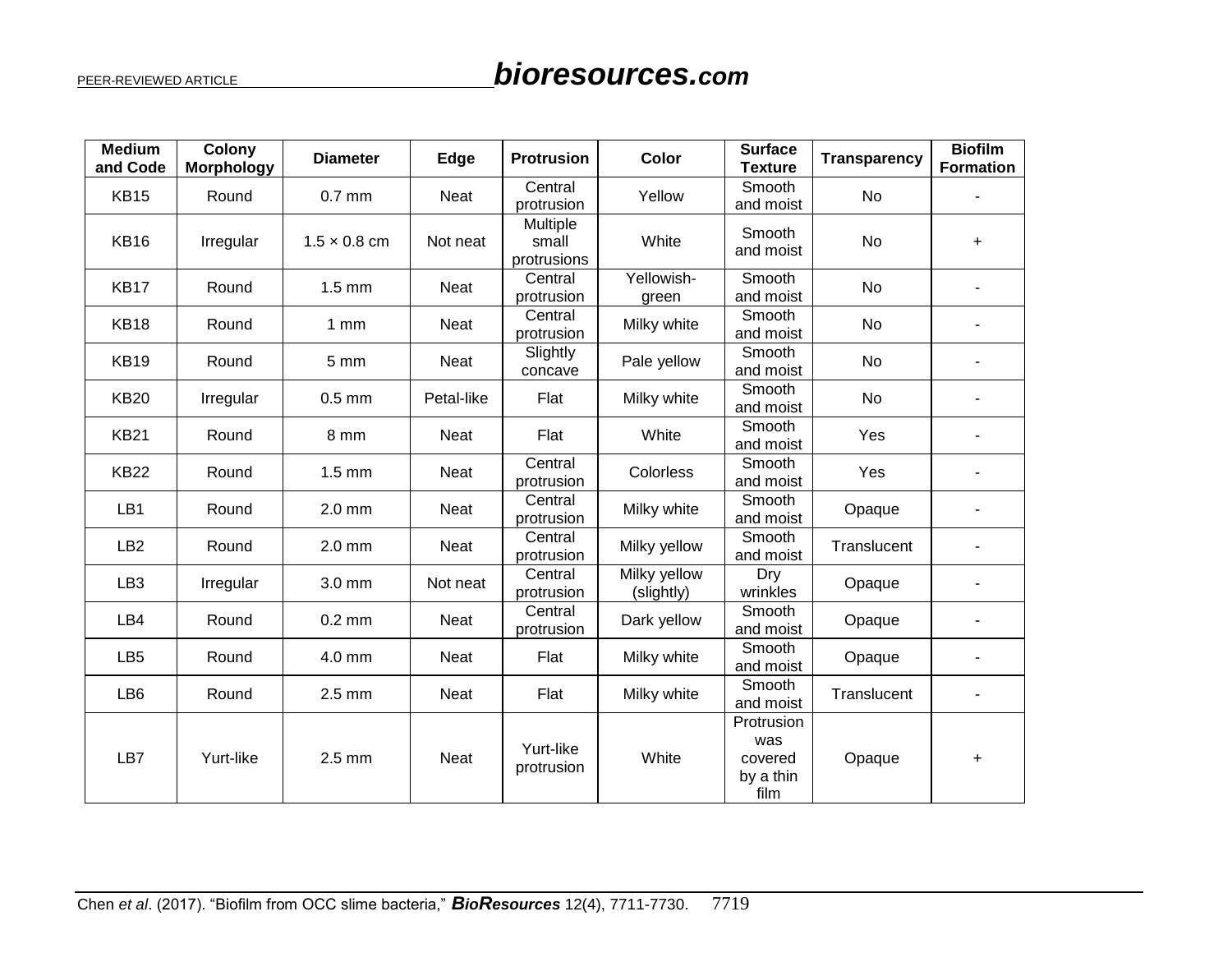| Medium and Code | Colony Morphology | Diameter | Edge | Protrusion | Color | Surface Texture | Transparency | Biofilm Formation |
|---|---|---|---|---|---|---|---|---|
| KB15 | Round | 0.7 mm | Neat | Central protrusion | Yellow | Smooth and moist | No | - |
| KB16 | Irregular | 1.5 × 0.8 cm | Not neat | Multiple small protrusions | White | Smooth and moist | No | + |
| KB17 | Round | 1.5 mm | Neat | Central protrusion | Yellowish-green | Smooth and moist | No | - |
| KB18 | Round | 1 mm | Neat | Central protrusion | Milky white | Smooth and moist | No | - |
| KB19 | Round | 5 mm | Neat | Slightly concave | Pale yellow | Smooth and moist | No | - |
| KB20 | Irregular | 0.5 mm | Petal-like | Flat | Milky white | Smooth and moist | No | - |
| KB21 | Round | 8 mm | Neat | Flat | White | Smooth and moist | Yes | - |
| KB22 | Round | 1.5 mm | Neat | Central protrusion | Colorless | Smooth and moist | Yes | - |
| LB1 | Round | 2.0 mm | Neat | Central protrusion | Milky white | Smooth and moist | Opaque | - |
| LB2 | Round | 2.0 mm | Neat | Central protrusion | Milky yellow | Smooth and moist | Translucent | - |
| LB3 | Irregular | 3.0 mm | Not neat | Central protrusion | Milky yellow (slightly) | Dry wrinkles | Opaque | - |
| LB4 | Round | 0.2 mm | Neat | Central protrusion | Dark yellow | Smooth and moist | Opaque | - |
| LB5 | Round | 4.0 mm | Neat | Flat | Milky white | Smooth and moist | Opaque | - |
| LB6 | Round | 2.5 mm | Neat | Flat | Milky white | Smooth and moist | Translucent | - |
| LB7 | Yurt-like | 2.5 mm | Neat | Yurt-like protrusion | White | Protrusion was covered by a thin film | Opaque | + |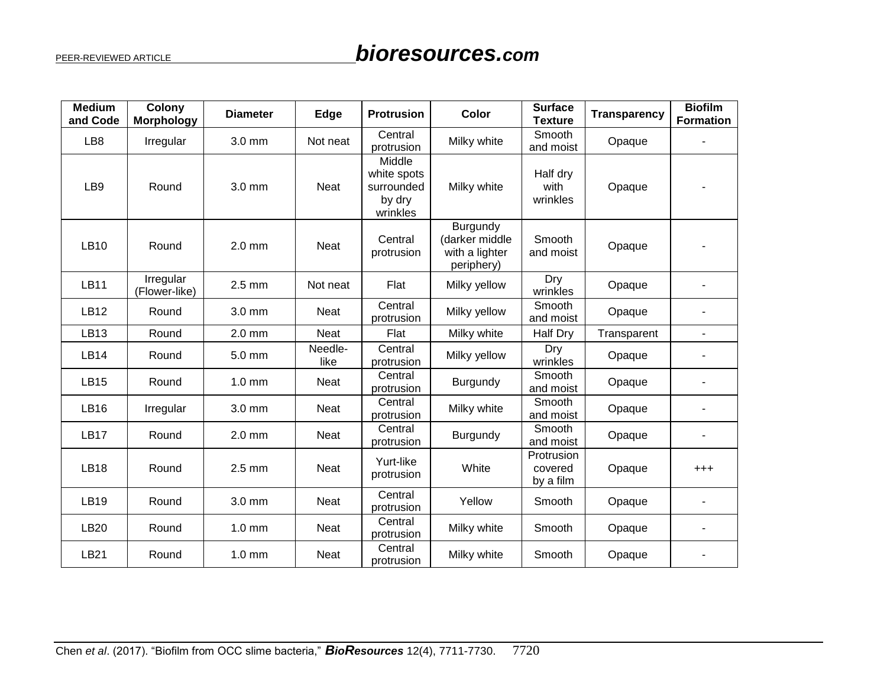| Medium and Code | Colony Morphology | Diameter | Edge | Protrusion | Color | Surface Texture | Transparency | Biofilm Formation |
|---|---|---|---|---|---|---|---|---|
| LB8 | Irregular | 3.0 mm | Not neat | Central protrusion | Milky white | Smooth and moist | Opaque | - |
| LB9 | Round | 3.0 mm | Neat | Middle white spots surrounded by dry wrinkles | Milky white | Half dry with wrinkles | Opaque | - |
| LB10 | Round | 2.0 mm | Neat | Central protrusion | Burgundy (darker middle with a lighter periphery) | Smooth and moist | Opaque | - |
| LB11 | Irregular (Flower-like) | 2.5 mm | Not neat | Flat | Milky yellow | Dry wrinkles | Opaque | - |
| LB12 | Round | 3.0 mm | Neat | Central protrusion | Milky yellow | Smooth and moist | Opaque | - |
| LB13 | Round | 2.0 mm | Neat | Flat | Milky white | Half Dry | Transparent | - |
| LB14 | Round | 5.0 mm | Needle-like | Central protrusion | Milky yellow | Dry wrinkles | Opaque | - |
| LB15 | Round | 1.0 mm | Neat | Central protrusion | Burgundy | Smooth and moist | Opaque | - |
| LB16 | Irregular | 3.0 mm | Neat | Central protrusion | Milky white | Smooth and moist | Opaque | - |
| LB17 | Round | 2.0 mm | Neat | Central protrusion | Burgundy | Smooth and moist | Opaque | - |
| LB18 | Round | 2.5 mm | Neat | Yurt-like protrusion | White | Protrusion covered by a film | Opaque | +++ |
| LB19 | Round | 3.0 mm | Neat | Central protrusion | Yellow | Smooth | Opaque | - |
| LB20 | Round | 1.0 mm | Neat | Central protrusion | Milky white | Smooth | Opaque | - |
| LB21 | Round | 1.0 mm | Neat | Central protrusion | Milky white | Smooth | Opaque | - |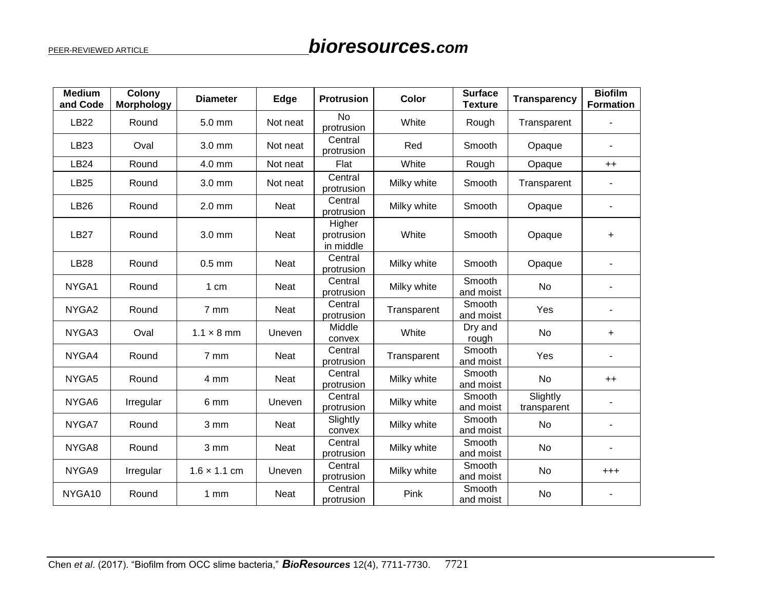| Medium and Code | Colony Morphology | Diameter | Edge | Protrusion | Color | Surface Texture | Transparency | Biofilm Formation |
|---|---|---|---|---|---|---|---|---|
| LB22 | Round | 5.0 mm | Not neat | No protrusion | White | Rough | Transparent | - |
| LB23 | Oval | 3.0 mm | Not neat | Central protrusion | Red | Smooth | Opaque | - |
| LB24 | Round | 4.0 mm | Not neat | Flat | White | Rough | Opaque | ++ |
| LB25 | Round | 3.0 mm | Not neat | Central protrusion | Milky white | Smooth | Transparent | - |
| LB26 | Round | 2.0 mm | Neat | Central protrusion | Milky white | Smooth | Opaque | - |
| LB27 | Round | 3.0 mm | Neat | Higher protrusion in middle | White | Smooth | Opaque | + |
| LB28 | Round | 0.5 mm | Neat | Central protrusion | Milky white | Smooth | Opaque | - |
| NYGA1 | Round | 1 cm | Neat | Central protrusion | Milky white | Smooth and moist | No | - |
| NYGA2 | Round | 7 mm | Neat | Central protrusion | Transparent | Smooth and moist | Yes | - |
| NYGA3 | Oval | 1.1 × 8 mm | Uneven | Middle convex | White | Dry and rough | No | + |
| NYGA4 | Round | 7 mm | Neat | Central protrusion | Transparent | Smooth and moist | Yes | - |
| NYGA5 | Round | 4 mm | Neat | Central protrusion | Milky white | Smooth and moist | No | ++ |
| NYGA6 | Irregular | 6 mm | Uneven | Central protrusion | Milky white | Smooth and moist | Slightly transparent | - |
| NYGA7 | Round | 3 mm | Neat | Slightly convex | Milky white | Smooth and moist | No | - |
| NYGA8 | Round | 3 mm | Neat | Central protrusion | Milky white | Smooth and moist | No | - |
| NYGA9 | Irregular | 1.6 × 1.1 cm | Uneven | Central protrusion | Milky white | Smooth and moist | No | +++ |
| NYGA10 | Round | 1 mm | Neat | Central protrusion | Pink | Smooth and moist | No | - |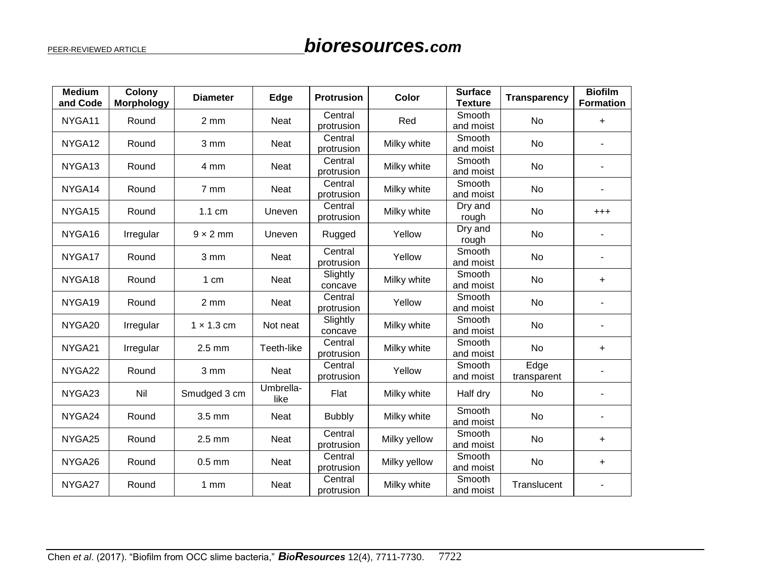| Medium and Code | Colony Morphology | Diameter | Edge | Protrusion | Color | Surface Texture | Transparency | Biofilm Formation |
|---|---|---|---|---|---|---|---|---|
| NYGA11 | Round | 2 mm | Neat | Central protrusion | Red | Smooth and moist | No | + |
| NYGA12 | Round | 3 mm | Neat | Central protrusion | Milky white | Smooth and moist | No | - |
| NYGA13 | Round | 4 mm | Neat | Central protrusion | Milky white | Smooth and moist | No | - |
| NYGA14 | Round | 7 mm | Neat | Central protrusion | Milky white | Smooth and moist | No | - |
| NYGA15 | Round | 1.1 cm | Uneven | Central protrusion | Milky white | Dry and rough | No | +++ |
| NYGA16 | Irregular | 9 × 2 mm | Uneven | Rugged | Yellow | Dry and rough | No | - |
| NYGA17 | Round | 3 mm | Neat | Central protrusion | Yellow | Smooth and moist | No | - |
| NYGA18 | Round | 1 cm | Neat | Slightly concave | Milky white | Smooth and moist | No | + |
| NYGA19 | Round | 2 mm | Neat | Central protrusion | Yellow | Smooth and moist | No | - |
| NYGA20 | Irregular | 1 × 1.3 cm | Not neat | Slightly concave | Milky white | Smooth and moist | No | - |
| NYGA21 | Irregular | 2.5 mm | Teeth-like | Central protrusion | Milky white | Smooth and moist | No | + |
| NYGA22 | Round | 3 mm | Neat | Central protrusion | Yellow | Smooth and moist | Edge transparent | - |
| NYGA23 | Nil | Smudged 3 cm | Umbrella-like | Flat | Milky white | Half dry | No | - |
| NYGA24 | Round | 3.5 mm | Neat | Bubbly | Milky white | Smooth and moist | No | - |
| NYGA25 | Round | 2.5 mm | Neat | Central protrusion | Milky yellow | Smooth and moist | No | + |
| NYGA26 | Round | 0.5 mm | Neat | Central protrusion | Milky yellow | Smooth and moist | No | + |
| NYGA27 | Round | 1 mm | Neat | Central protrusion | Milky white | Smooth and moist | Translucent | - |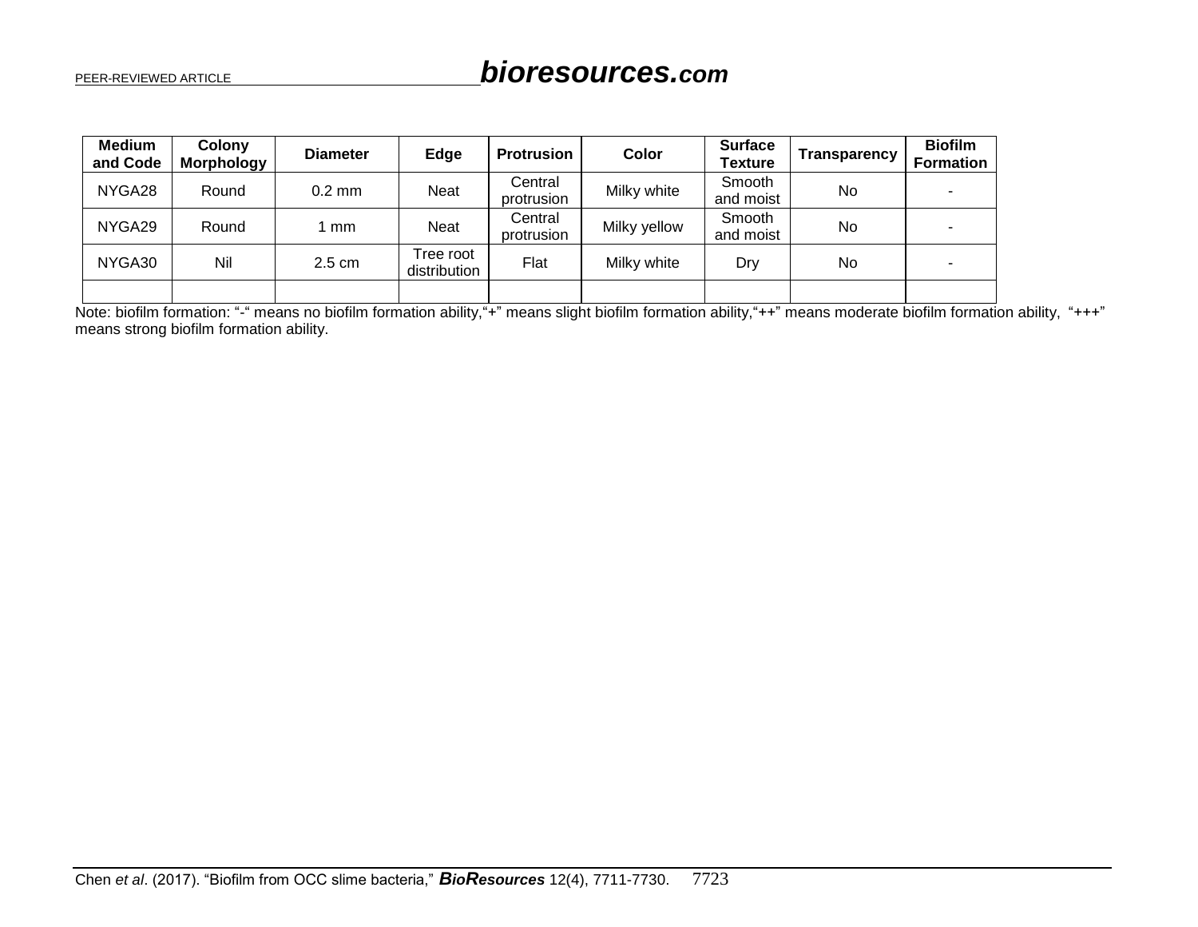| Medium and Code | Colony Morphology | Diameter | Edge | Protrusion | Color | Surface Texture | Transparency | Biofilm Formation |
|---|---|---|---|---|---|---|---|---|
| NYGA28 | Round | 0.2 mm | Neat | Central protrusion | Milky white | Smooth and moist | No | - |
| NYGA29 | Round | 1 mm | Neat | Central protrusion | Milky yellow | Smooth and moist | No | - |
| NYGA30 | Nil | 2.5 cm | Tree root distribution | Flat | Milky white | Dry | No | - |
| | | | | | | | | |

Note: biofilm formation: "-" means no biofilm formation ability, "+" means slight biofilm formation ability, "++" means moderate biofilm formation ability, "+++" means strong biofilm formation ability.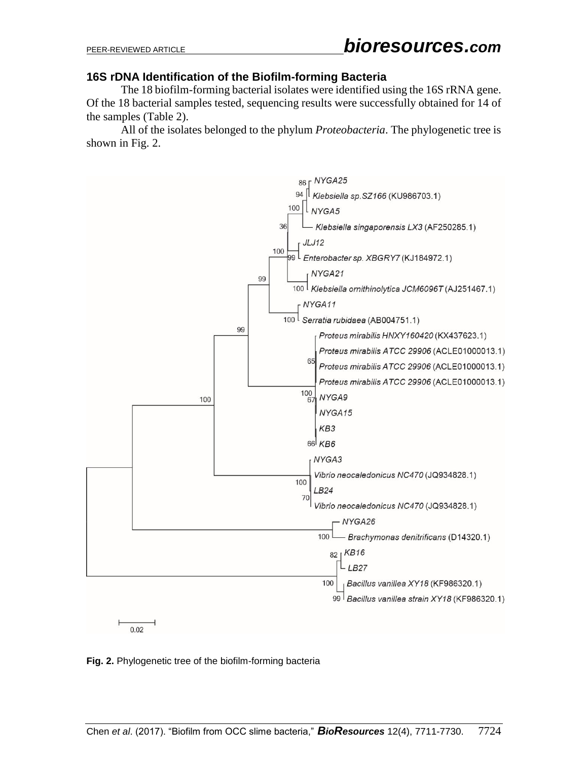### 16S rDNA Identification of the Biofilm-forming Bacteria

The 18 biofilm-forming bacterial isolates were identified using the 16S rRNA gene. Of the 18 bacterial samples tested, sequencing results were successfully obtained for 14 of the samples (Table 2).

All of the isolates belonged to the phylum *Proteobacteria*. The phylogenetic tree is shown in Fig. 2.

**Fig. 2.** Phylogenetic tree of the biofilm-forming bacteria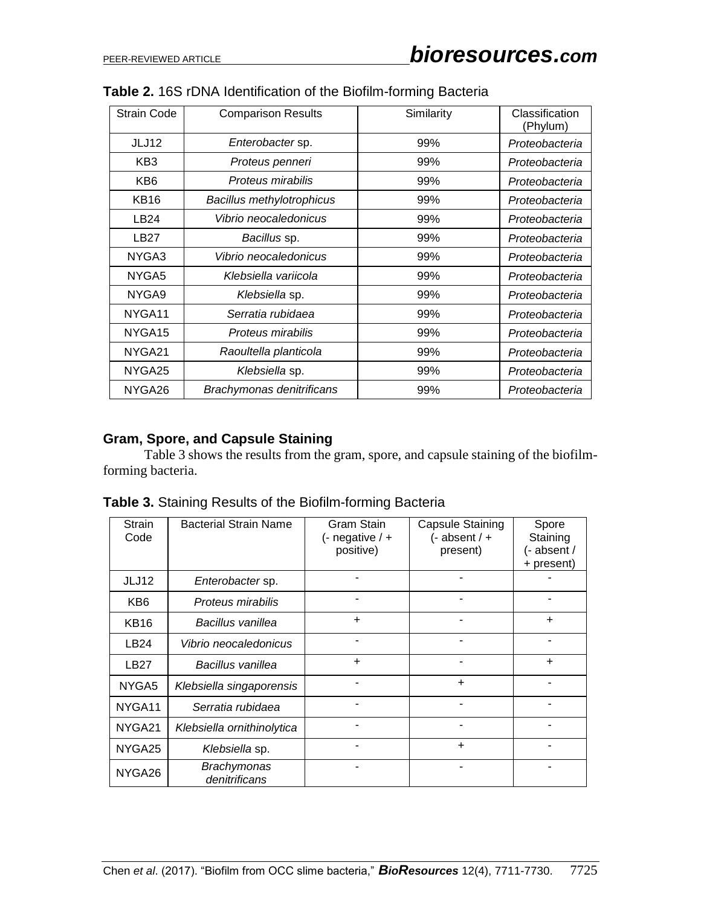**Table 2.** 16S rDNA Identification of the Biofilm-forming Bacteria

| Strain Code | Comparison Results | Similarity | Classification (Phylum) |
|---|---|---|---|
| JLJ12 | *Enterobacter* sp. | 99% | *Proteobacteria* |
| KB3 | *Proteus penneri* | 99% | *Proteobacteria* |
| KB6 | *Proteus mirabilis* | 99% | *Proteobacteria* |
| KB16 | *Bacillus methylotrophicus* | 99% | *Proteobacteria* |
| LB24 | *Vibrio neocaledonicus* | 99% | *Proteobacteria* |
| LB27 | *Bacillus* sp. | 99% | *Proteobacteria* |
| NYGA3 | *Vibrio neocaledonicus* | 99% | *Proteobacteria* |
| NYGA5 | *Klebsiella variicola* | 99% | *Proteobacteria* |
| NYGA9 | *Klebsiella* sp. | 99% | *Proteobacteria* |
| NYGA11 | *Serratia rubidaea* | 99% | *Proteobacteria* |
| NYGA15 | *Proteus mirabilis* | 99% | *Proteobacteria* |
| NYGA21 | *Raoultella planticola* | 99% | *Proteobacteria* |
| NYGA25 | *Klebsiella* sp. | 99% | *Proteobacteria* |
| NYGA26 | *Brachymonas denitrificans* | 99% | *Proteobacteria* |

## Gram, Spore, and Capsule Staining

Table 3 shows the results from the gram, spore, and capsule staining of the biofilm-forming bacteria.

**Table 3.** Staining Results of the Biofilm-forming Bacteria

| Strain Code | Bacterial Strain Name | Gram Stain (- negative / + positive) | Capsule Staining (- absent / + present) | Spore Staining (- absent / + present) |
|---|---|---|---|---|
| JLJ12 | *Enterobacter* sp. | - | - | - |
| KB6 | *Proteus mirabilis* | - | - | - |
| KB16 | *Bacillus vanillea* | + | - | + |
| LB24 | *Vibrio neocaledonicus* | - | - | - |
| LB27 | *Bacillus vanillea* | + | - | + |
| NYGA5 | *Klebsiella singaporensis* | - | + | - |
| NYGA11 | *Serratia rubidaea* | - | - | - |
| NYGA21 | *Klebsiella ornithinolytica* | - | - | - |
| NYGA25 | *Klebsiella* sp. | - | + | - |
| NYGA26 | *Brachymonas denitrificans* | - | - | - |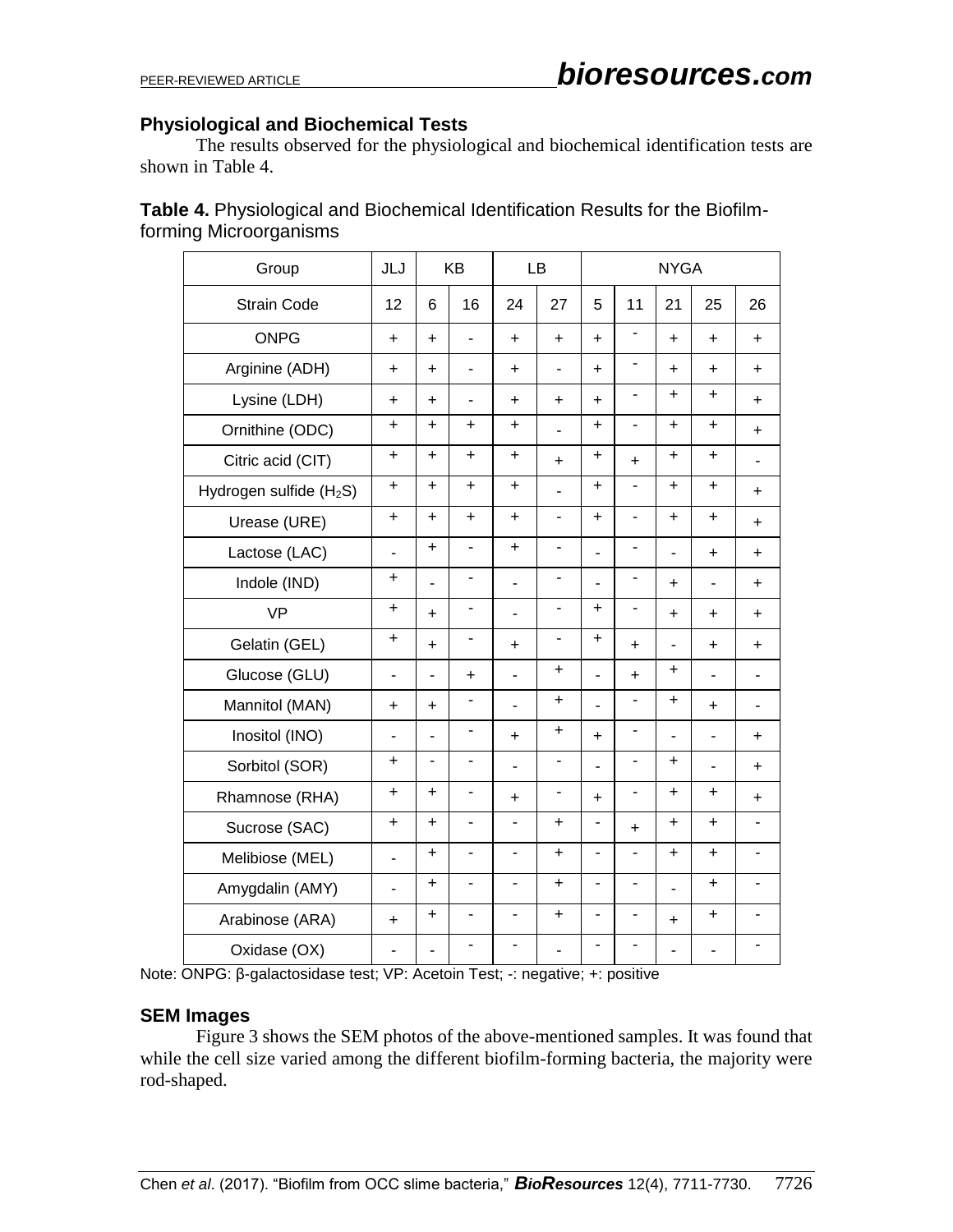### Physiological and Biochemical Tests

The results observed for the physiological and biochemical identification tests are shown in Table 4.

**Table 4.** Physiological and Biochemical Identification Results for the Biofilm-forming Microorganisms

| Group | JLJ | KB | | LB | | NYGA | | | | |
|---|---|---|---|---|---|---|---|---|---|---|
| Strain Code | 12 | 6 | 16 | 24 | 27 | 5 | 11 | 21 | 25 | 26 |
| ONPG | + | + | - | + | + | + | - | + | + | + |
| Arginine (ADH) | + | + | - | + | - | + | - | + | + | + |
| Lysine (LDH) | + | + | - | + | + | + | - | + | + | + |
| Ornithine (ODC) | + | + | + | + | - | + | - | + | + | + |
| Citric acid (CIT) | + | + | + | + | + | + | + | + | + | - |
| Hydrogen sulfide ($H_2S$) | + | + | + | + | - | + | - | + | + | + |
| Urease (URE) | + | + | + | + | - | + | - | + | + | + |
| Lactose (LAC) | - | + | - | + | - | - | - | - | + | + |
| Indole (IND) | + | - | - | - | - | - | - | + | - | + |
| VP | + | + | - | - | - | + | - | + | + | + |
| Gelatin (GEL) | + | + | - | + | - | + | + | - | + | + |
| Glucose (GLU) | - | - | + | - | + | - | + | + | - | - |
| Mannitol (MAN) | + | + | - | - | + | - | - | + | + | - |
| Inositol (INO) | - | - | - | + | + | + | - | - | - | + |
| Sorbitol (SOR) | + | - | - | - | - | - | - | + | - | + |
| Rhamnose (RHA) | + | + | - | + | - | + | - | + | + | + |
| Sucrose (SAC) | + | + | - | - | + | - | + | + | + | - |
| Melibiose (MEL) | - | + | - | - | + | - | - | + | + | - |
| Amygdalin (AMY) | - | + | - | - | + | - | - | - | + | - |
| Arabinose (ARA) | + | + | - | - | + | - | - | + | + | - |
| Oxidase (OX) | - | - | - | - | - | - | - | - | - | - |

Note: ONPG: β-galactosidase test; VP: Acetoin Test; -: negative; +: positive

### SEM Images

Figure 3 shows the SEM photos of the above-mentioned samples. It was found that while the cell size varied among the different biofilm-forming bacteria, the majority were rod-shaped.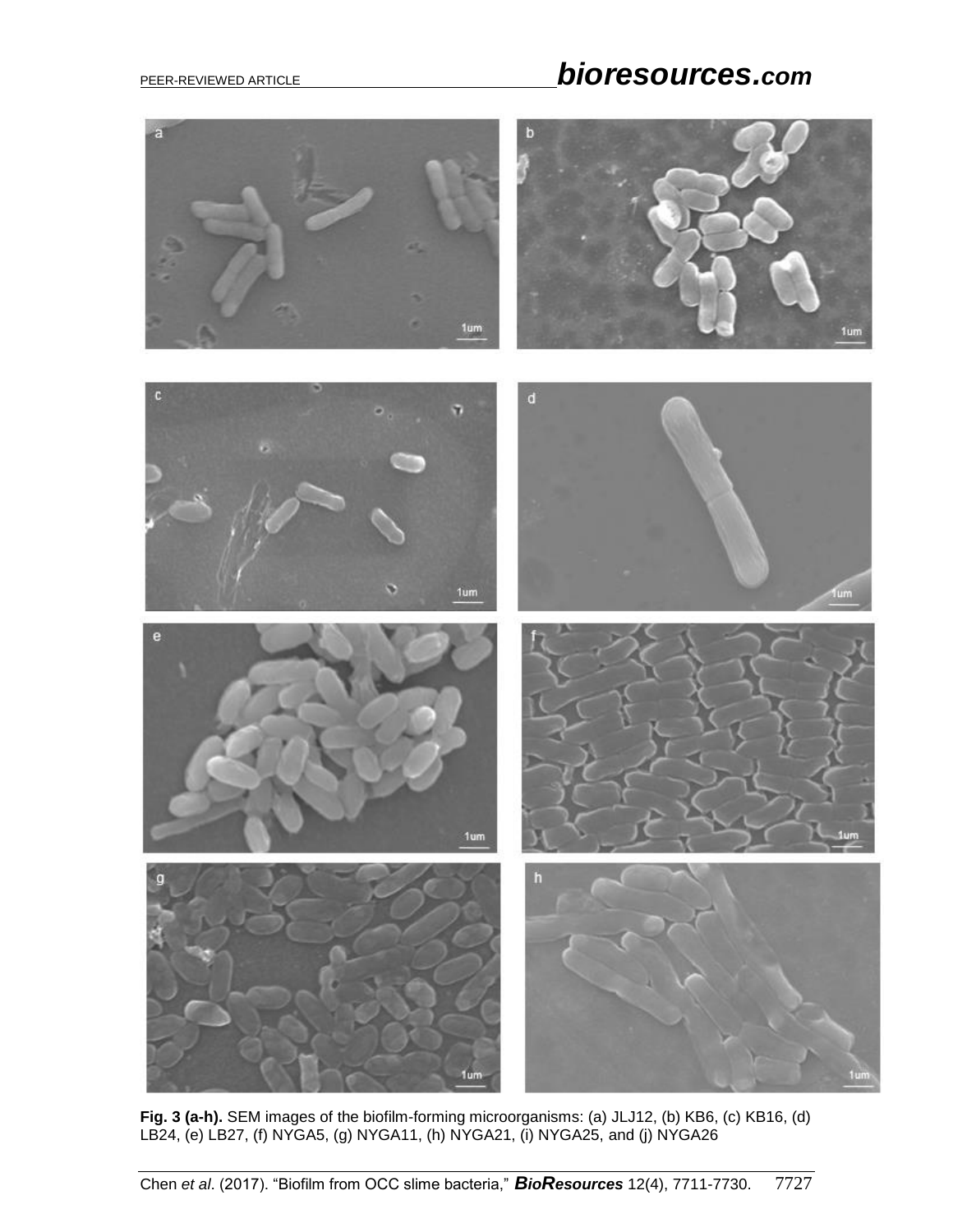**Fig. 3 (a-h).** SEM images of the biofilm-forming microorganisms: (a) JLJ12, (b) KB6, (c) KB16, (d) LB24, (e) LB27, (f) NYGA5, (g) NYGA11, (h) NYGA21, (i) NYGA25, and (j) NYGA26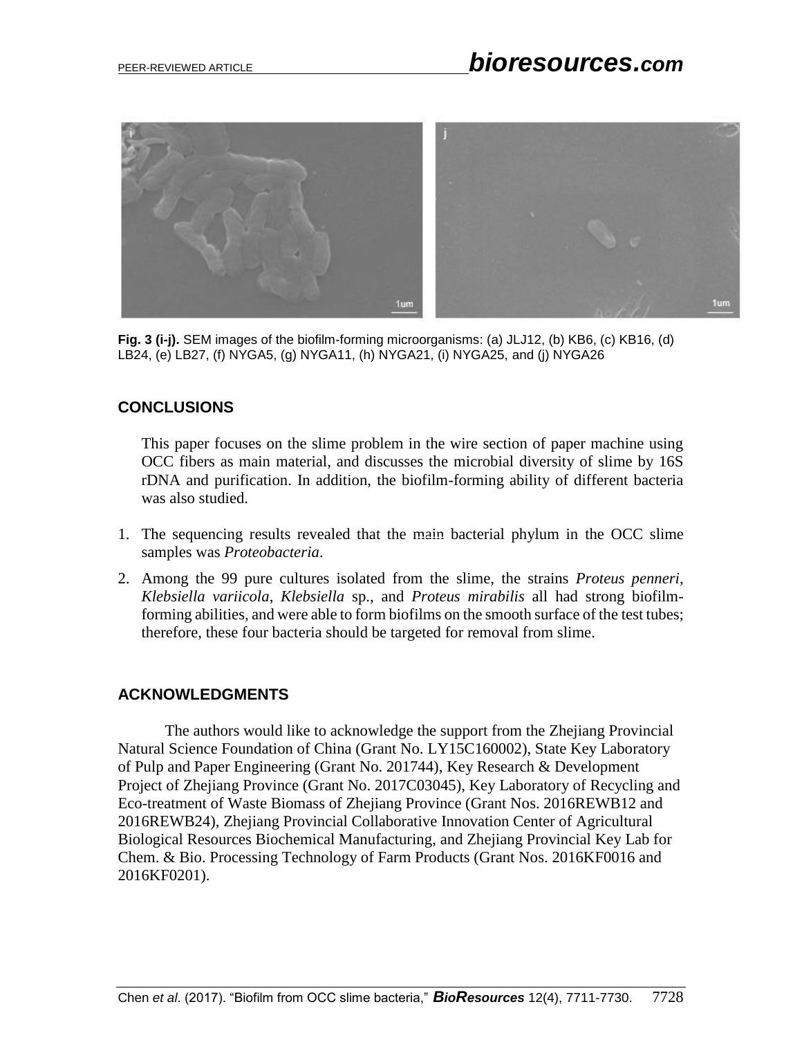**Fig. 3 (i-j).** SEM images of the biofilm-forming microorganisms: (a) JLJ12, (b) KB6, (c) KB16, (d) LB24, (e) LB27, (f) NYGA5, (g) NYGA11, (h) NYGA21, (i) NYGA25, and (j) NYGA26

## CONCLUSIONS

This paper focuses on the slime problem in the wire section of paper machine using OCC fibers as main material, and discusses the microbial diversity of slime by 16S rDNA and purification. In addition, the biofilm-forming ability of different bacteria was also studied.

1. The sequencing results revealed that the main bacterial phylum in the OCC slime samples was *Proteobacteria*.
2. Among the 99 pure cultures isolated from the slime, the strains *Proteus penneri*, *Klebsiella variicola*, *Klebsiella* sp., and *Proteus mirabilis* all had strong biofilm-forming abilities, and were able to form biofilms on the smooth surface of the test tubes; therefore, these four bacteria should be targeted for removal from slime.

## ACKNOWLEDGMENTS

The authors would like to acknowledge the support from the Zhejiang Provincial Natural Science Foundation of China (Grant No. LY15C160002), State Key Laboratory of Pulp and Paper Engineering (Grant No. 201744), Key Research & Development Project of Zhejiang Province (Grant No. 2017C03045), Key Laboratory of Recycling and Eco-treatment of Waste Biomass of Zhejiang Province (Grant Nos. 2016REWB12 and 2016REWB24), Zhejiang Provincial Collaborative Innovation Center of Agricultural Biological Resources Biochemical Manufacturing, and Zhejiang Provincial Key Lab for Chem. & Bio. Processing Technology of Farm Products (Grant Nos. 2016KF0016 and 2016KF0201).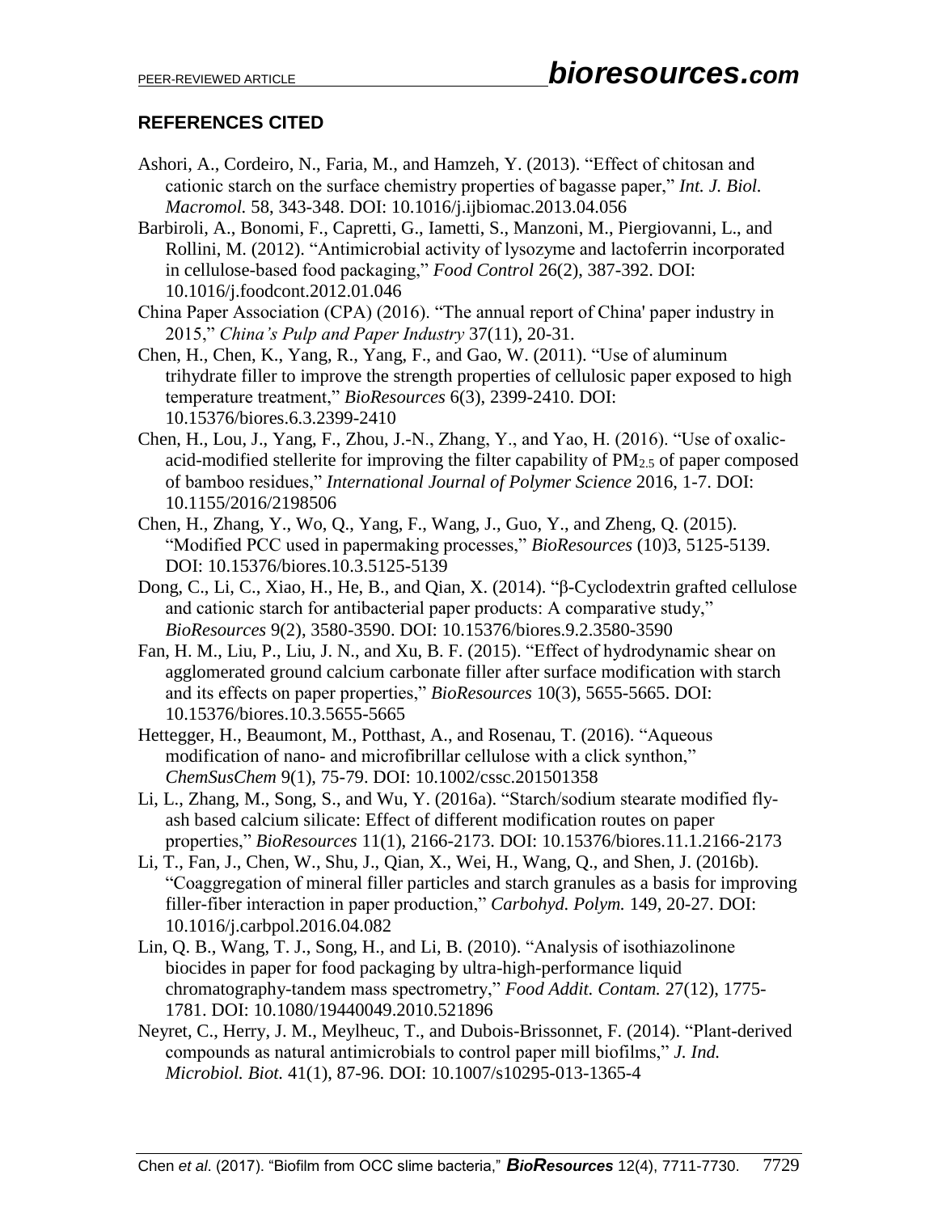## REFERENCES CITED

Ashori, A., Cordeiro, N., Faria, M., and Hamzeh, Y. (2013). "Effect of chitosan and cationic starch on the surface chemistry properties of bagasse paper," *Int. J. Biol. Macromol.* 58, 343-348. DOI: 10.1016/j.ijbiomac.2013.04.056

Barbiroli, A., Bonomi, F., Capretti, G., Iametti, S., Manzoni, M., Piergiovanni, L., and Rollini, M. (2012). "Antimicrobial activity of lysozyme and lactoferrin incorporated in cellulose-based food packaging," *Food Control* 26(2), 387-392. DOI: 10.1016/j.foodcont.2012.01.046

China Paper Association (CPA) (2016). "The annual report of China' paper industry in 2015," *China's Pulp and Paper Industry* 37(11), 20-31.

Chen, H., Chen, K., Yang, R., Yang, F., and Gao, W. (2011). "Use of aluminum trihydrate filler to improve the strength properties of cellulosic paper exposed to high temperature treatment," *BioResources* 6(3), 2399-2410. DOI: 10.15376/biores.6.3.2399-2410

Chen, H., Lou, J., Yang, F., Zhou, J.-N., Zhang, Y., and Yao, H. (2016). "Use of oxalic-acid-modified stellerite for improving the filter capability of $PM_{2.5}$ of paper composed of bamboo residues," *International Journal of Polymer Science* 2016, 1-7. DOI: 10.1155/2016/2198506

Chen, H., Zhang, Y., Wo, Q., Yang, F., Wang, J., Guo, Y., and Zheng, Q. (2015). "Modified PCC used in papermaking processes," *BioResources* (10)3, 5125-5139. DOI: 10.15376/biores.10.3.5125-5139

Dong, C., Li, C., Xiao, H., He, B., and Qian, X. (2014). "β-Cyclodextrin grafted cellulose and cationic starch for antibacterial paper products: A comparative study," *BioResources* 9(2), 3580-3590. DOI: 10.15376/biores.9.2.3580-3590

Fan, H. M., Liu, P., Liu, J. N., and Xu, B. F. (2015). "Effect of hydrodynamic shear on agglomerated ground calcium carbonate filler after surface modification with starch and its effects on paper properties," *BioResources* 10(3), 5655-5665. DOI: 10.15376/biores.10.3.5655-5665

Hettegger, H., Beaumont, M., Potthast, A., and Rosenau, T. (2016). "Aqueous modification of nano- and microfibrillar cellulose with a click synthon," *ChemSusChem* 9(1), 75-79. DOI: 10.1002/cssc.201501358

Li, L., Zhang, M., Song, S., and Wu, Y. (2016a). "Starch/sodium stearate modified fly-ash based calcium silicate: Effect of different modification routes on paper properties," *BioResources* 11(1), 2166-2173. DOI: 10.15376/biores.11.1.2166-2173

Li, T., Fan, J., Chen, W., Shu, J., Qian, X., Wei, H., Wang, Q., and Shen, J. (2016b). "Coaggregation of mineral filler particles and starch granules as a basis for improving filler-fiber interaction in paper production," *Carbohyd. Polym.* 149, 20-27. DOI: 10.1016/j.carbpol.2016.04.082

Lin, Q. B., Wang, T. J., Song, H., and Li, B. (2010). "Analysis of isothiazolinone biocides in paper for food packaging by ultra-high-performance liquid chromatography-tandem mass spectrometry," *Food Addit. Contam.* 27(12), 1775-1781. DOI: 10.1080/19440049.2010.521896

Neyret, C., Herry, J. M., Meylheuc, T., and Dubois-Brissonnet, F. (2014). "Plant-derived compounds as natural antimicrobials to control paper mill biofilms," *J. Ind. Microbiol. Biot.* 41(1), 87-96. DOI: 10.1007/s10295-013-1365-4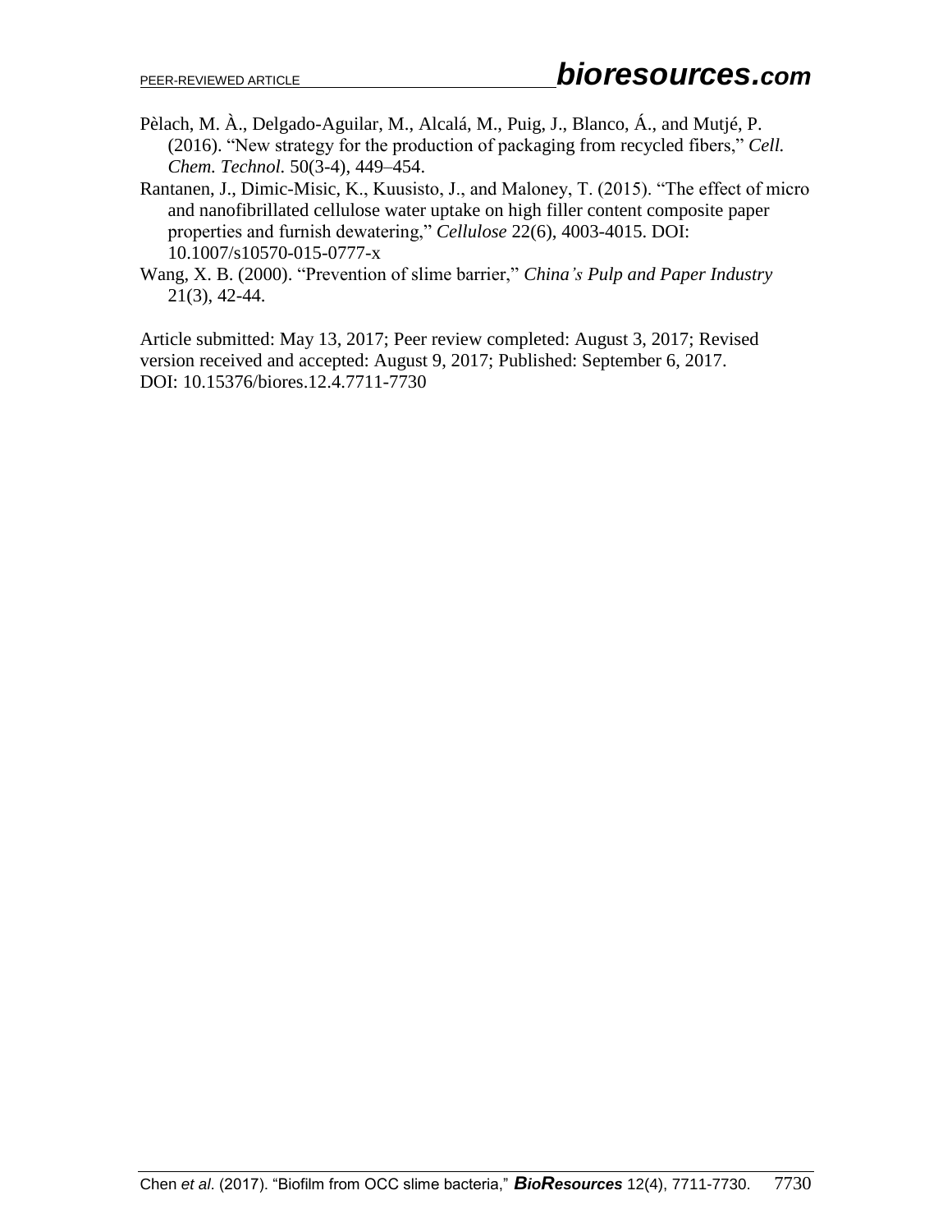Pèlach, M. À., Delgado-Aguilar, M., Alcalá, M., Puig, J., Blanco, Á., and Mutjé, P. (2016). "New strategy for the production of packaging from recycled fibers," *Cell. Chem. Technol.* 50(3-4), 449–454.

Rantanen, J., Dimic-Misic, K., Kuusisto, J., and Maloney, T. (2015). "The effect of micro and nanofibrillated cellulose water uptake on high filler content composite paper properties and furnish dewatering," *Cellulose* 22(6), 4003-4015. DOI: 10.1007/s10570-015-0777-x

Wang, X. B. (2000). "Prevention of slime barrier," *China's Pulp and Paper Industry* 21(3), 42-44.

Article submitted: May 13, 2017; Peer review completed: August 3, 2017; Revised version received and accepted: August 9, 2017; Published: September 6, 2017. DOI: 10.15376/biores.12.4.7711-7730